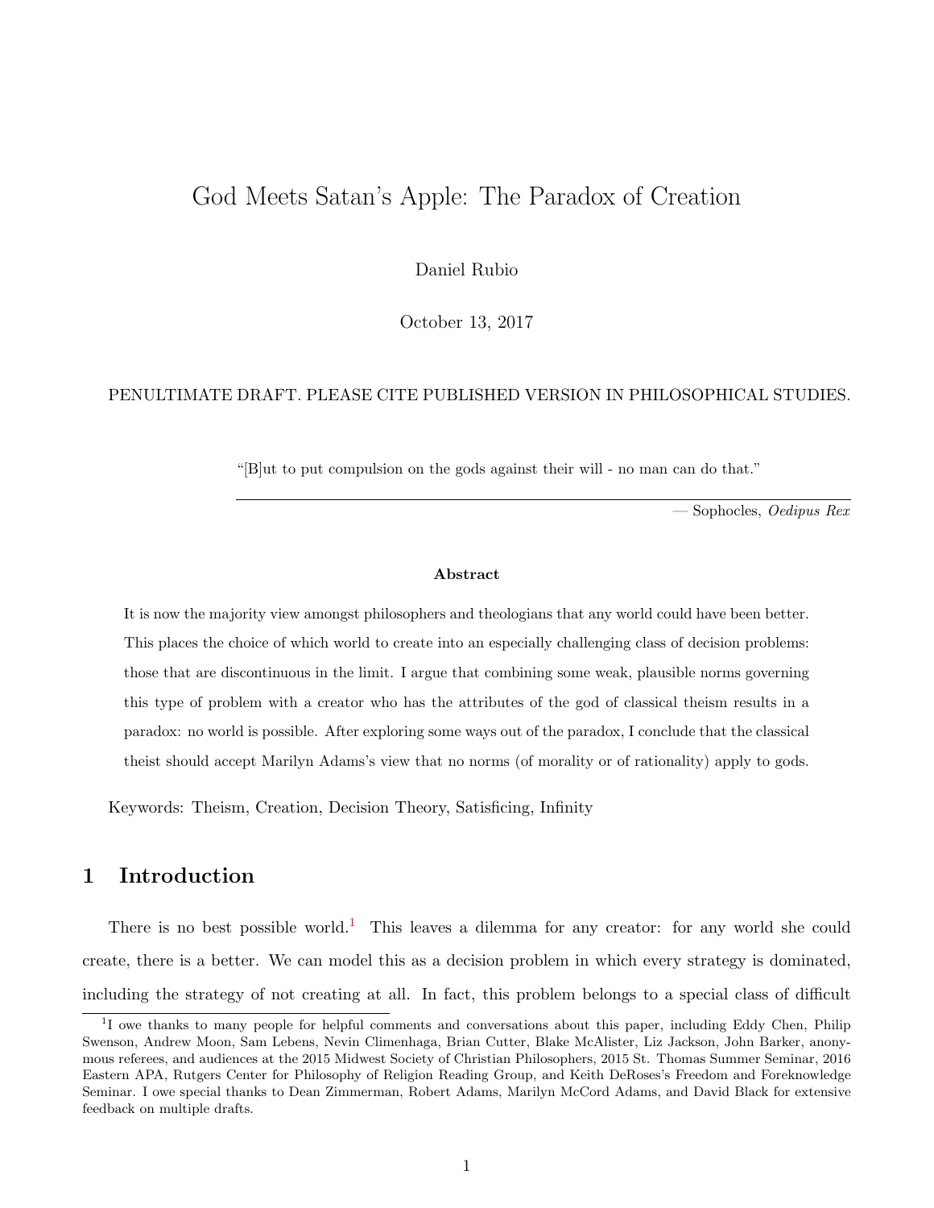# God Meets Satan's Apple: The Paradox of Creation

Daniel Rubio

October 13, 2017

PENULTIMATE DRAFT. PLEASE CITE PUBLISHED VERSION IN PHILOSOPHICAL STUDIES.

> "[B]ut to put compulsion on the gods against their will - no man can do that."
>
> — Sophocles, *Oedipus Rex*

**Abstract**

It is now the majority view amongst philosophers and theologians that any world could have been better. This places the choice of which world to create into an especially challenging class of decision problems: those that are discontinuous in the limit. I argue that combining some weak, plausible norms governing this type of problem with a creator who has the attributes of the god of classical theism results in a paradox: no world is possible. After exploring some ways out of the paradox, I conclude that the classical theist should accept Marilyn Adams's view that no norms (of morality or of rationality) apply to gods.

Keywords: Theism, Creation, Decision Theory, Satisficing, Infinity

## 1 Introduction

There is no best possible world.[1] This leaves a dilemma for any creator: for any world she could create, there is a better. We can model this as a decision problem in which every strategy is dominated, including the strategy of not creating at all. In fact, this problem belongs to a special class of difficult

[1] I owe thanks to many people for helpful comments and conversations about this paper, including Eddy Chen, Philip Swenson, Andrew Moon, Sam Lebens, Nevin Climenhaga, Brian Cutter, Blake McAlister, Liz Jackson, John Barker, anonymous referees, and audiences at the 2015 Midwest Society of Christian Philosophers, 2015 St. Thomas Summer Seminar, 2016 Eastern APA, Rutgers Center for Philosophy of Religion Reading Group, and Keith DeRoses's Freedom and Foreknowledge Seminar. I owe special thanks to Dean Zimmerman, Robert Adams, Marilyn McCord Adams, and David Black for extensive feedback on multiple drafts.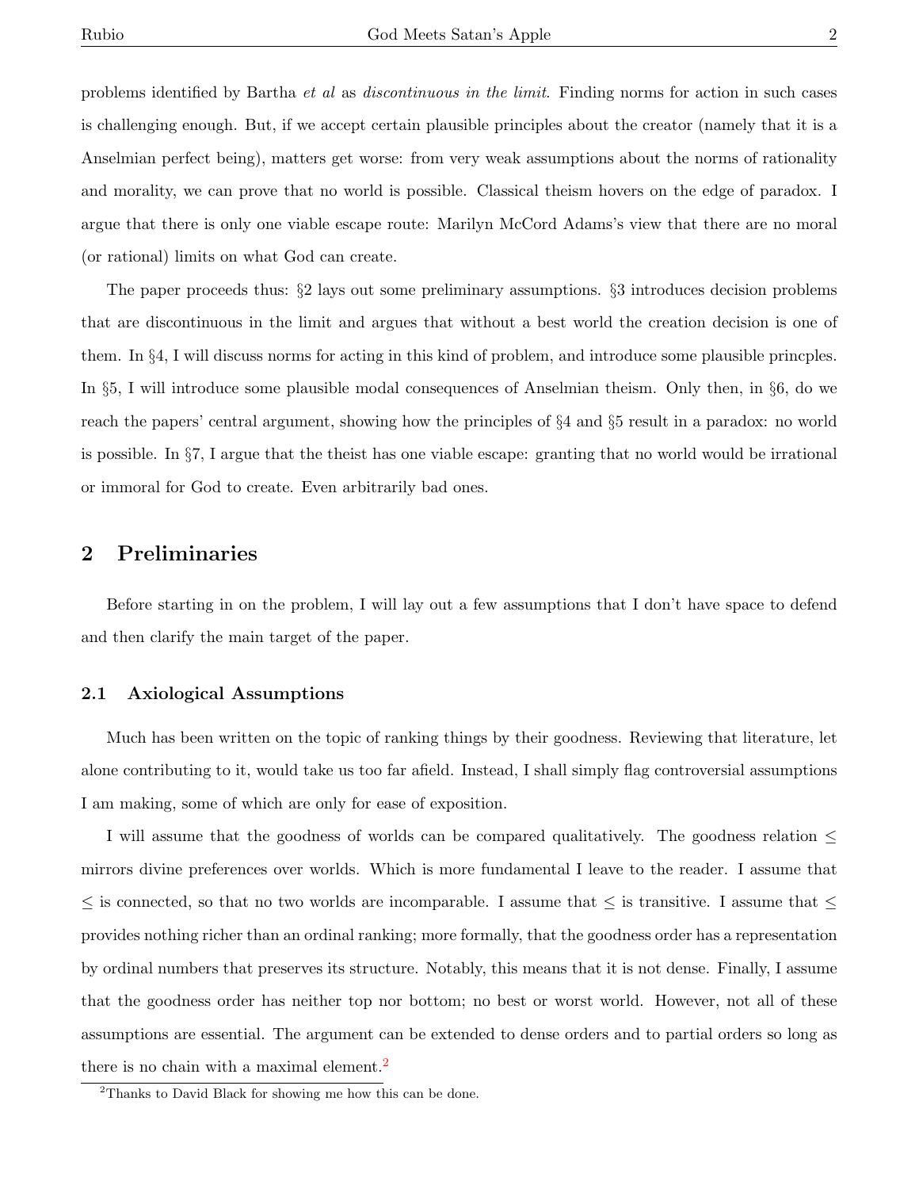problems identified by Bartha *et al* as *discontinuous in the limit*. Finding norms for action in such cases is challenging enough. But, if we accept certain plausible principles about the creator (namely that it is a Anselmian perfect being), matters get worse: from very weak assumptions about the norms of rationality and morality, we can prove that no world is possible. Classical theism hovers on the edge of paradox. I argue that there is only one viable escape route: Marilyn McCord Adams's view that there are no moral (or rational) limits on what God can create.

The paper proceeds thus: §2 lays out some preliminary assumptions. §3 introduces decision problems that are discontinuous in the limit and argues that without a best world the creation decision is one of them. In §4, I will discuss norms for acting in this kind of problem, and introduce some plausible princples. In §5, I will introduce some plausible modal consequences of Anselmian theism. Only then, in §6, do we reach the papers' central argument, showing how the principles of §4 and §5 result in a paradox: no world is possible. In §7, I argue that the theist has one viable escape: granting that no world would be irrational or immoral for God to create. Even arbitrarily bad ones.

## 2 Preliminaries

Before starting in on the problem, I will lay out a few assumptions that I don't have space to defend and then clarify the main target of the paper.

### 2.1 Axiological Assumptions

Much has been written on the topic of ranking things by their goodness. Reviewing that literature, let alone contributing to it, would take us too far afield. Instead, I shall simply flag controversial assumptions I am making, some of which are only for ease of exposition.

I will assume that the goodness of worlds can be compared qualitatively. The goodness relation $\leq$ mirrors divine preferences over worlds. Which is more fundamental I leave to the reader. I assume that $\leq$ is connected, so that no two worlds are incomparable. I assume that $\leq$ is transitive. I assume that $\leq$ provides nothing richer than an ordinal ranking; more formally, that the goodness order has a representation by ordinal numbers that preserves its structure. Notably, this means that it is not dense. Finally, I assume that the goodness order has neither top nor bottom; no best or worst world. However, not all of these assumptions are essential. The argument can be extended to dense orders and to partial orders so long as there is no chain with a maximal element.[2]

[2] Thanks to David Black for showing me how this can be done.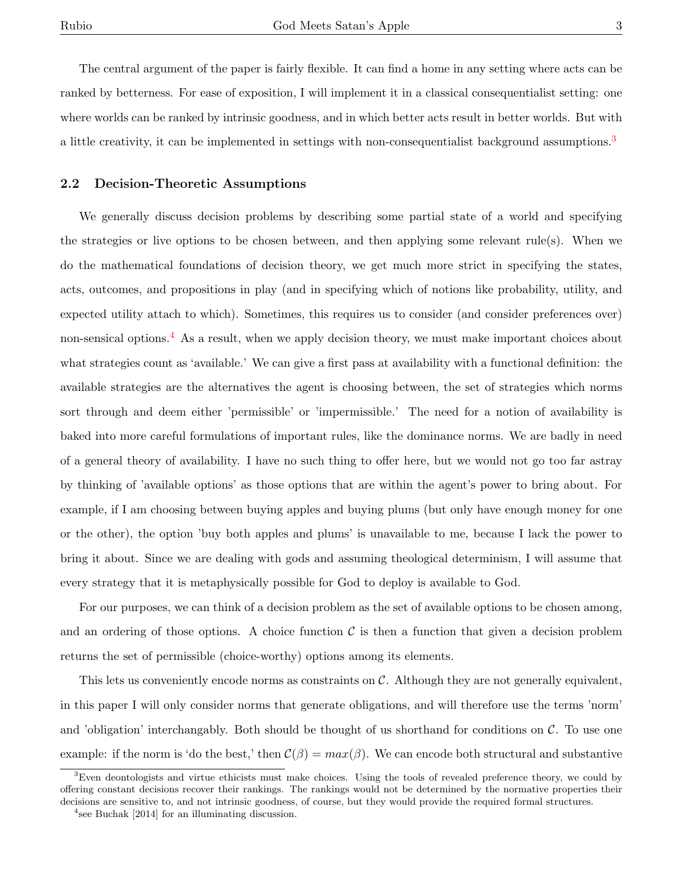The central argument of the paper is fairly flexible. It can find a home in any setting where acts can be ranked by betterness. For ease of exposition, I will implement it in a classical consequentialist setting: one where worlds can be ranked by intrinsic goodness, and in which better acts result in better worlds. But with a little creativity, it can be implemented in settings with non-consequentialist background assumptions.[3]

## 2.2 Decision-Theoretic Assumptions

We generally discuss decision problems by describing some partial state of a world and specifying the strategies or live options to be chosen between, and then applying some relevant rule(s). When we do the mathematical foundations of decision theory, we get much more strict in specifying the states, acts, outcomes, and propositions in play (and in specifying which of notions like probability, utility, and expected utility attach to which). Sometimes, this requires us to consider (and consider preferences over) non-sensical options.[4] As a result, when we apply decision theory, we must make important choices about what strategies count as 'available.' We can give a first pass at availability with a functional definition: the available strategies are the alternatives the agent is choosing between, the set of strategies which norms sort through and deem either 'permissible' or 'impermissible.' The need for a notion of availability is baked into more careful formulations of important rules, like the dominance norms. We are badly in need of a general theory of availability. I have no such thing to offer here, but we would not go too far astray by thinking of 'available options' as those options that are within the agent's power to bring about. For example, if I am choosing between buying apples and buying plums (but only have enough money for one or the other), the option 'buy both apples and plums' is unavailable to me, because I lack the power to bring it about. Since we are dealing with gods and assuming theological determinism, I will assume that every strategy that it is metaphysically possible for God to deploy is available to God.

For our purposes, we can think of a decision problem as the set of available options to be chosen among, and an ordering of those options. A choice function $\mathcal{C}$ is then a function that given a decision problem returns the set of permissible (choice-worthy) options among its elements.

This lets us conveniently encode norms as constraints on $\mathcal{C}$. Although they are not generally equivalent, in this paper I will only consider norms that generate obligations, and will therefore use the terms 'norm' and 'obligation' interchangably. Both should be thought of us shorthand for conditions on $\mathcal{C}$. To use one example: if the norm is 'do the best,' then $\mathcal{C}(\beta) = max(\beta)$. We can encode both structural and substantive

[3] Even deontologists and virtue ethicists must make choices. Using the tools of revealed preference theory, we could by offering constant decisions recover their rankings. The rankings would not be determined by the normative properties their decisions are sensitive to, and not intrinsic goodness, of course, but they would provide the required formal structures.

[4] see Buchak [2014] for an illuminating discussion.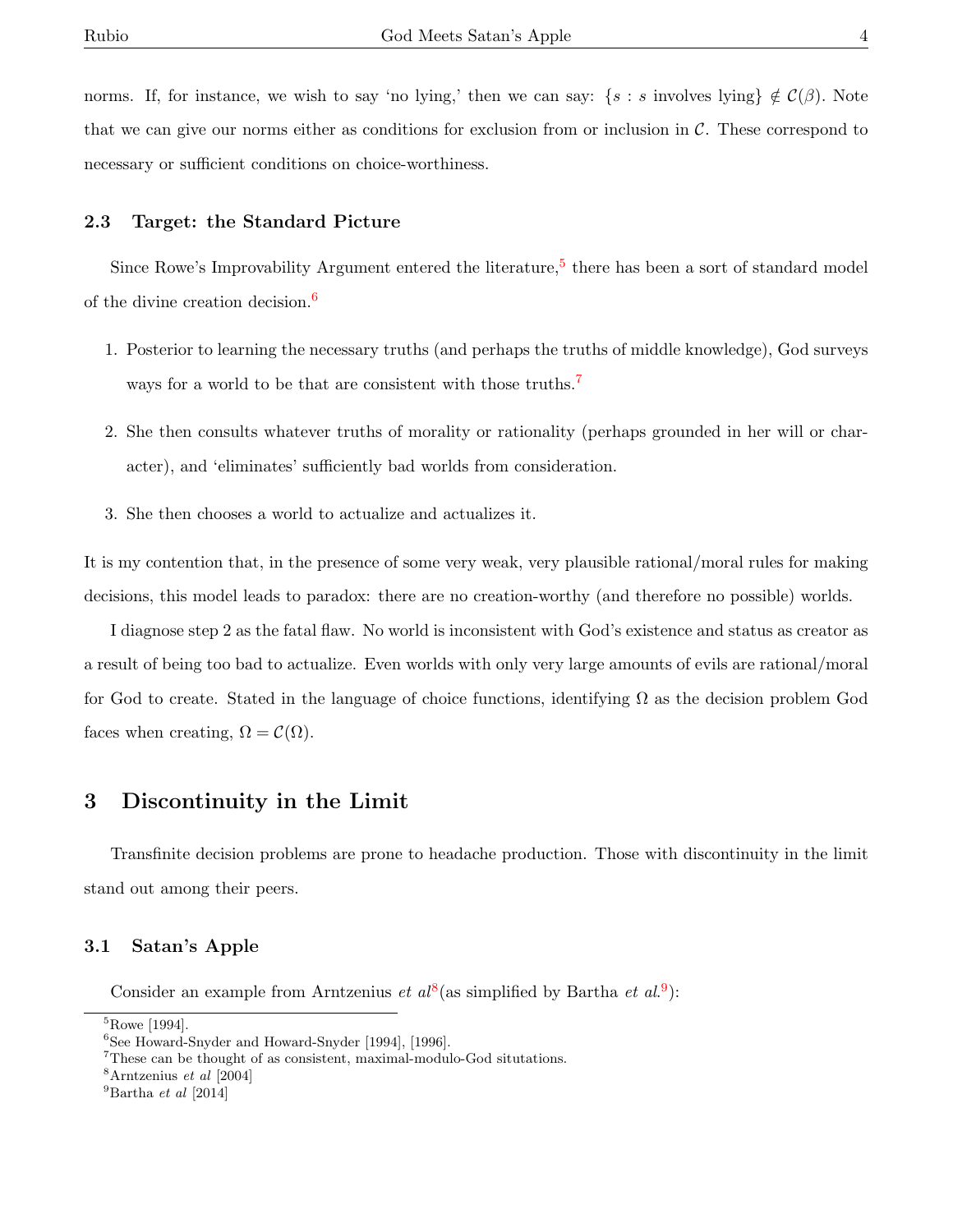norms. If, for instance, we wish to say 'no lying,' then we can say: $\{s : s \text{ involves lying}\} \notin \mathcal{C}(\beta)$. Note that we can give our norms either as conditions for exclusion from or inclusion in $\mathcal{C}$. These correspond to necessary or sufficient conditions on choice-worthiness.

### 2.3 Target: the Standard Picture

Since Rowe's Improvability Argument entered the literature,[5] there has been a sort of standard model of the divine creation decision.[6]

1. Posterior to learning the necessary truths (and perhaps the truths of middle knowledge), God surveys ways for a world to be that are consistent with those truths.[7]

2. She then consults whatever truths of morality or rationality (perhaps grounded in her will or character), and 'eliminates' sufficiently bad worlds from consideration.

3. She then chooses a world to actualize and actualizes it.

It is my contention that, in the presence of some very weak, very plausible rational/moral rules for making decisions, this model leads to paradox: there are no creation-worthy (and therefore no possible) worlds.

I diagnose step 2 as the fatal flaw. No world is inconsistent with God's existence and status as creator as a result of being too bad to actualize. Even worlds with only very large amounts of evils are rational/moral for God to create. Stated in the language of choice functions, identifying $\Omega$ as the decision problem God faces when creating, $\Omega = \mathcal{C}(\Omega)$.

## 3 Discontinuity in the Limit

Transfinite decision problems are prone to headache production. Those with discontinuity in the limit stand out among their peers.

### 3.1 Satan's Apple

Consider an example from Arntzenius *et al*[8] (as simplified by Bartha *et al.*[9]):

[5] Rowe [1994].

[6] See Howard-Snyder and Howard-Snyder [1994], [1996].

[7] These can be thought of as consistent, maximal-modulo-God situations.

[8] Arntzenius *et al* [2004]

[9] Bartha *et al* [2014]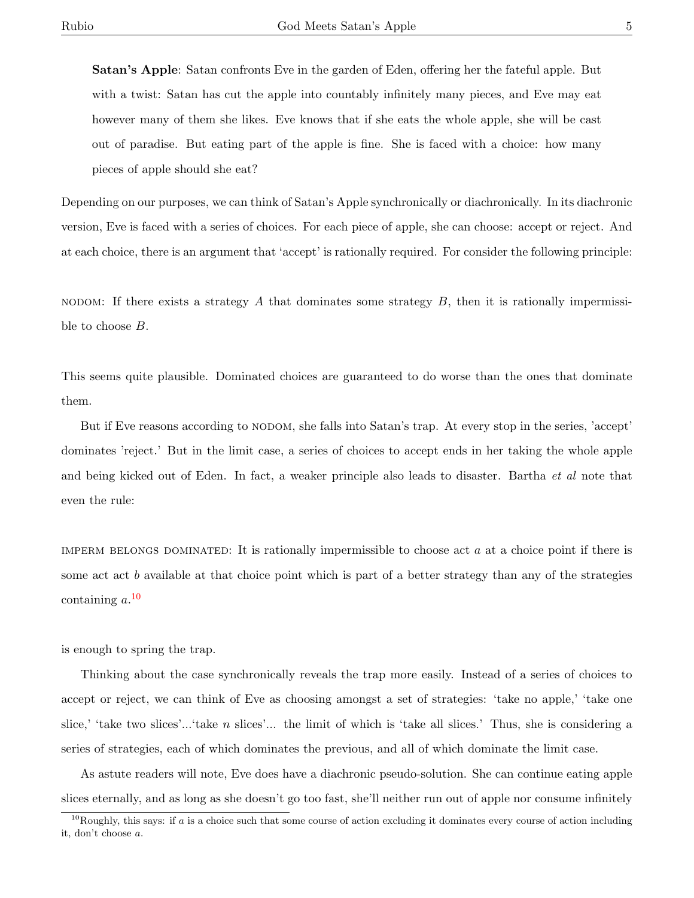**Satan's Apple**: Satan confronts Eve in the garden of Eden, offering her the fateful apple. But with a twist: Satan has cut the apple into countably infinitely many pieces, and Eve may eat however many of them she likes. Eve knows that if she eats the whole apple, she will be cast out of paradise. But eating part of the apple is fine. She is faced with a choice: how many pieces of apple should she eat?

Depending on our purposes, we can think of Satan's Apple synchronically or diachronically. In its diachronic version, Eve is faced with a series of choices. For each piece of apple, she can choose: accept or reject. And at each choice, there is an argument that 'accept' is rationally required. For consider the following principle:

NODOM: If there exists a strategy $A$ that dominates some strategy $B$, then it is rationally impermissible to choose $B$.

This seems quite plausible. Dominated choices are guaranteed to do worse than the ones that dominate them.

But if Eve reasons according to NODOM, she falls into Satan's trap. At every stop in the series, 'accept' dominates 'reject.' But in the limit case, a series of choices to accept ends in her taking the whole apple and being kicked out of Eden. In fact, a weaker principle also leads to disaster. Bartha *et al* note that even the rule:

IMPERM BELONGS DOMINATED: It is rationally impermissible to choose act $a$ at a choice point if there is some act act $b$ available at that choice point which is part of a better strategy than any of the strategies containing $a$.[10]

is enough to spring the trap.

Thinking about the case synchronically reveals the trap more easily. Instead of a series of choices to accept or reject, we can think of Eve as choosing amongst a set of strategies: 'take no apple,' 'take one slice,' 'take two slices'...'take $n$ slices'... the limit of which is 'take all slices.' Thus, she is considering a series of strategies, each of which dominates the previous, and all of which dominate the limit case.

As astute readers will note, Eve does have a diachronic pseudo-solution. She can continue eating apple slices eternally, and as long as she doesn't go too fast, she'll neither run out of apple nor consume infinitely

[10] Roughly, this says: if $a$ is a choice such that some course of action excluding it dominates every course of action including it, don't choose $a$.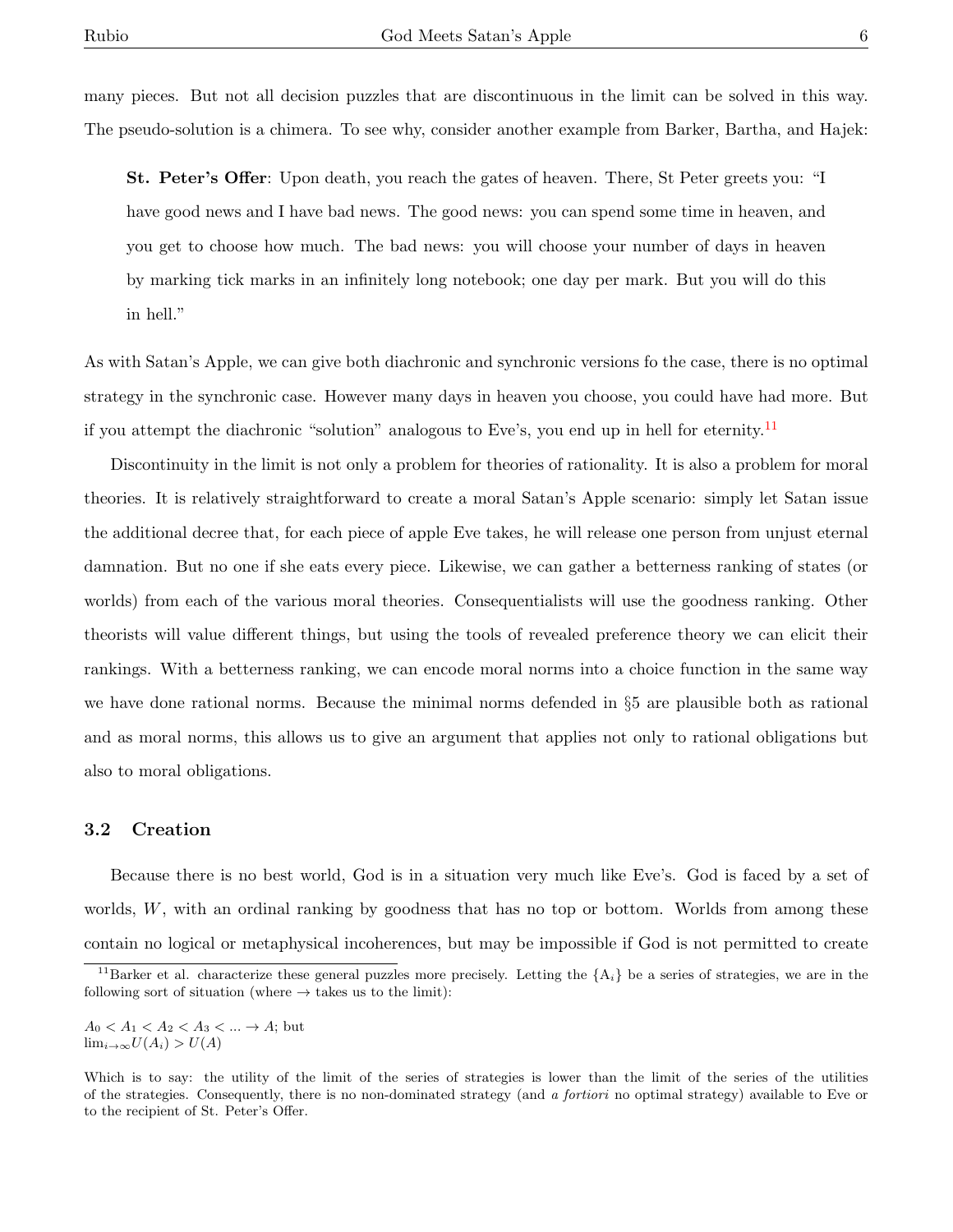many pieces. But not all decision puzzles that are discontinuous in the limit can be solved in this way. The pseudo-solution is a chimera. To see why, consider another example from Barker, Bartha, and Hajek:

> **St. Peter's Offer**: Upon death, you reach the gates of heaven. There, St Peter greets you: "I have good news and I have bad news. The good news: you can spend some time in heaven, and you get to choose how much. The bad news: you will choose your number of days in heaven by marking tick marks in an infinitely long notebook; one day per mark. But you will do this in hell."

As with Satan's Apple, we can give both diachronic and synchronic versions fo the case, there is no optimal strategy in the synchronic case. However many days in heaven you choose, you could have had more. But if you attempt the diachronic "solution" analogous to Eve's, you end up in hell for eternity.[11]

Discontinuity in the limit is not only a problem for theories of rationality. It is also a problem for moral theories. It is relatively straightforward to create a moral Satan's Apple scenario: simply let Satan issue the additional decree that, for each piece of apple Eve takes, he will release one person from unjust eternal damnation. But no one if she eats every piece. Likewise, we can gather a betterness ranking of states (or worlds) from each of the various moral theories. Consequentialists will use the goodness ranking. Other theorists will value different things, but using the tools of revealed preference theory we can elicit their rankings. With a betterness ranking, we can encode moral norms into a choice function in the same way we have done rational norms. Because the minimal norms defended in §5 are plausible both as rational and as moral norms, this allows us to give an argument that applies not only to rational obligations but also to moral obligations.

### 3.2 Creation

Because there is no best world, God is in a situation very much like Eve's. God is faced by a set of worlds, $W$, with an ordinal ranking by goodness that has no top or bottom. Worlds from among these contain no logical or metaphysical incoherences, but may be impossible if God is not permitted to create

---

[11] Barker et al. characterize these general puzzles more precisely. Letting the $\{A_i\}$ be a series of strategies, we are in the following sort of situation (where $\rightarrow$ takes us to the limit):

$A_0 < A_1 < A_2 < A_3 < \ldots \rightarrow A$; but
$\lim_{i\rightarrow\infty} U(A_i) > U(A)$

Which is to say: the utility of the limit of the series of strategies is lower than the limit of the series of the utilities of the strategies. Consequently, there is no non-dominated strategy (and *a fortiori* no optimal strategy) available to Eve or to the recipient of St. Peter's Offer.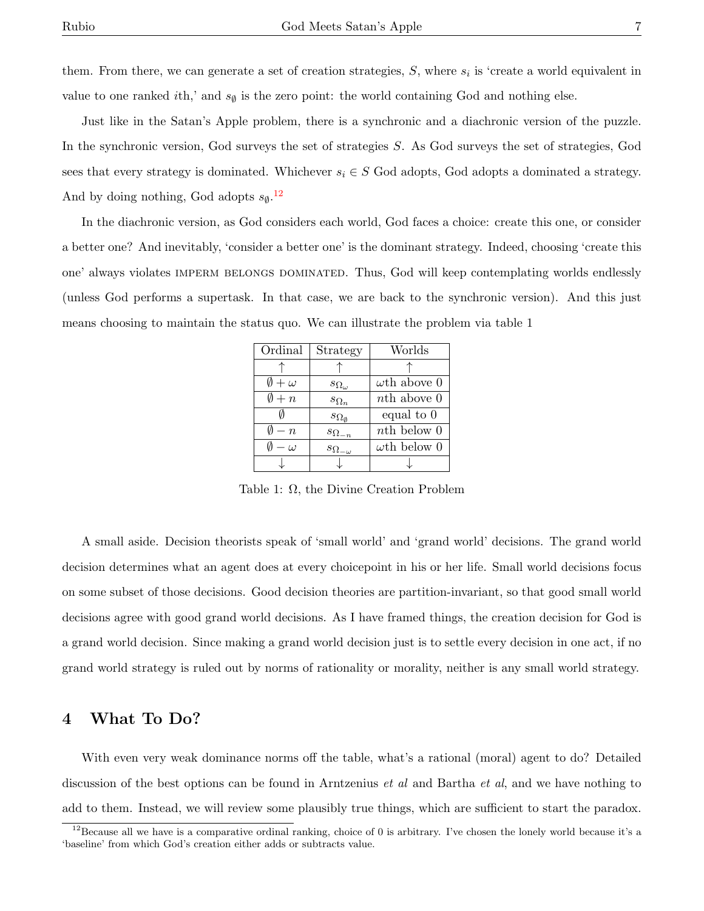them. From there, we can generate a set of creation strategies, $S$, where $s_i$ is 'create a world equivalent in value to one ranked $i$th,' and $s_\emptyset$ is the zero point: the world containing God and nothing else.

Just like in the Satan's Apple problem, there is a synchronic and a diachronic version of the puzzle. In the synchronic version, God surveys the set of strategies $S$. As God surveys the set of strategies, God sees that every strategy is dominated. Whichever $s_i \in S$ God adopts, God adopts a dominated a strategy. And by doing nothing, God adopts $s_\emptyset$.[12]

In the diachronic version, as God considers each world, God faces a choice: create this one, or consider a better one? And inevitably, 'consider a better one' is the dominant strategy. Indeed, choosing 'create this one' always violates IMPERM BELONGS DOMINATED. Thus, God will keep contemplating worlds endlessly (unless God performs a supertask. In that case, we are back to the synchronic version). And this just means choosing to maintain the status quo. We can illustrate the problem via table 1

| Ordinal | Strategy | Worlds |
|---|---|---|
| $\uparrow$ | $\uparrow$ | $\uparrow$ |
| $\emptyset + \omega$ | $s_{\Omega_\omega}$ | $\omega$th above 0 |
| $\emptyset + n$ | $s_{\Omega_n}$ | $n$th above 0 |
| $\emptyset$ | $s_{\Omega_\emptyset}$ | equal to 0 |
| $\emptyset - n$ | $s_{\Omega_{-n}}$ | $n$th below 0 |
| $\emptyset - \omega$ | $s_{\Omega_{-\omega}}$ | $\omega$th below 0 |
| $\downarrow$ | $\downarrow$ | $\downarrow$ |

Table 1: $\Omega$, the Divine Creation Problem

A small aside. Decision theorists speak of 'small world' and 'grand world' decisions. The grand world decision determines what an agent does at every choicepoint in his or her life. Small world decisions focus on some subset of those decisions. Good decision theories are partition-invariant, so that good small world decisions agree with good grand world decisions. As I have framed things, the creation decision for God is a grand world decision. Since making a grand world decision just is to settle every decision in one act, if no grand world strategy is ruled out by norms of rationality or morality, neither is any small world strategy.

## 4 What To Do?

With even very weak dominance norms off the table, what's a rational (moral) agent to do? Detailed discussion of the best options can be found in Arntzenius *et al* and Bartha *et al*, and we have nothing to add to them. Instead, we will review some plausibly true things, which are sufficient to start the paradox.

[12] Because all we have is a comparative ordinal ranking, choice of 0 is arbitrary. I've chosen the lonely world because it's a 'baseline' from which God's creation either adds or subtracts value.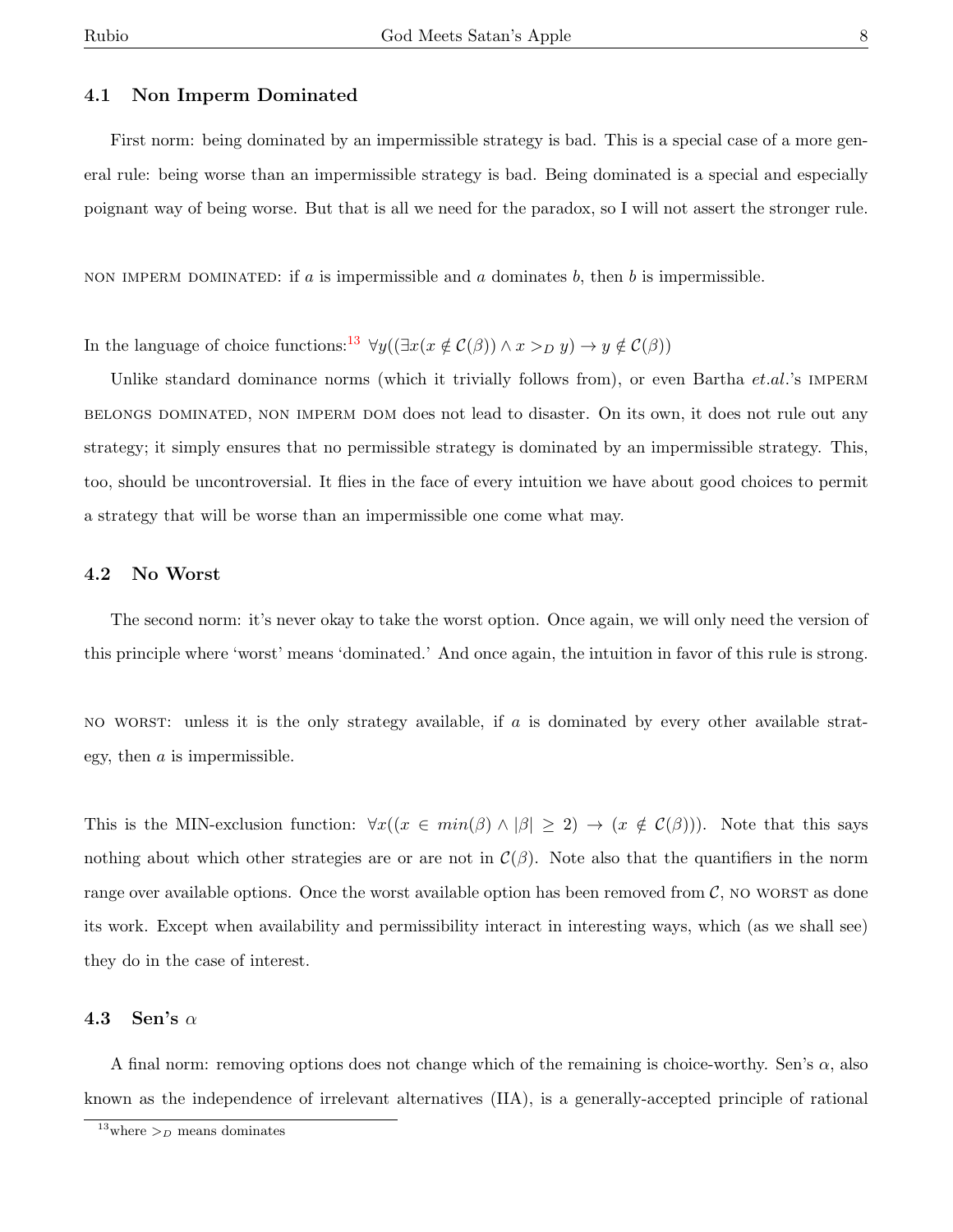### 4.1 Non Imperm Dominated

First norm: being dominated by an impermissible strategy is bad. This is a special case of a more general rule: being worse than an impermissible strategy is bad. Being dominated is a special and especially poignant way of being worse. But that is all we need for the paradox, so I will not assert the stronger rule.

NON IMPERM DOMINATED: if $a$ is impermissible and $a$ dominates $b$, then $b$ is impermissible.

In the language of choice functions:[13] $\forall y((\exists x(x \notin \mathcal{C}(\beta)) \wedge x >_D y) \rightarrow y \notin \mathcal{C}(\beta))$

Unlike standard dominance norms (which it trivially follows from), or even Bartha *et.al.*'s IMPERM BELONGS DOMINATED, NON IMPERM DOM does not lead to disaster. On its own, it does not rule out any strategy; it simply ensures that no permissible strategy is dominated by an impermissible strategy. This, too, should be uncontroversial. It flies in the face of every intuition we have about good choices to permit a strategy that will be worse than an impermissible one come what may.

### 4.2 No Worst

The second norm: it's never okay to take the worst option. Once again, we will only need the version of this principle where 'worst' means 'dominated.' And once again, the intuition in favor of this rule is strong.

NO WORST: unless it is the only strategy available, if $a$ is dominated by every other available strategy, then $a$ is impermissible.

This is the MIN-exclusion function: $\forall x((x \in min(\beta) \wedge |\beta| \geq 2) \rightarrow (x \notin \mathcal{C}(\beta)))$. Note that this says nothing about which other strategies are or are not in $\mathcal{C}(\beta)$. Note also that the quantifiers in the norm range over available options. Once the worst available option has been removed from $\mathcal{C}$, NO WORST as done its work. Except when availability and permissibility interact in interesting ways, which (as we shall see) they do in the case of interest.

### 4.3 Sen's $\alpha$

A final norm: removing options does not change which of the remaining is choice-worthy. Sen's $\alpha$, also known as the independence of irrelevant alternatives (IIA), is a generally-accepted principle of rational

[13] where $>_D$ means dominates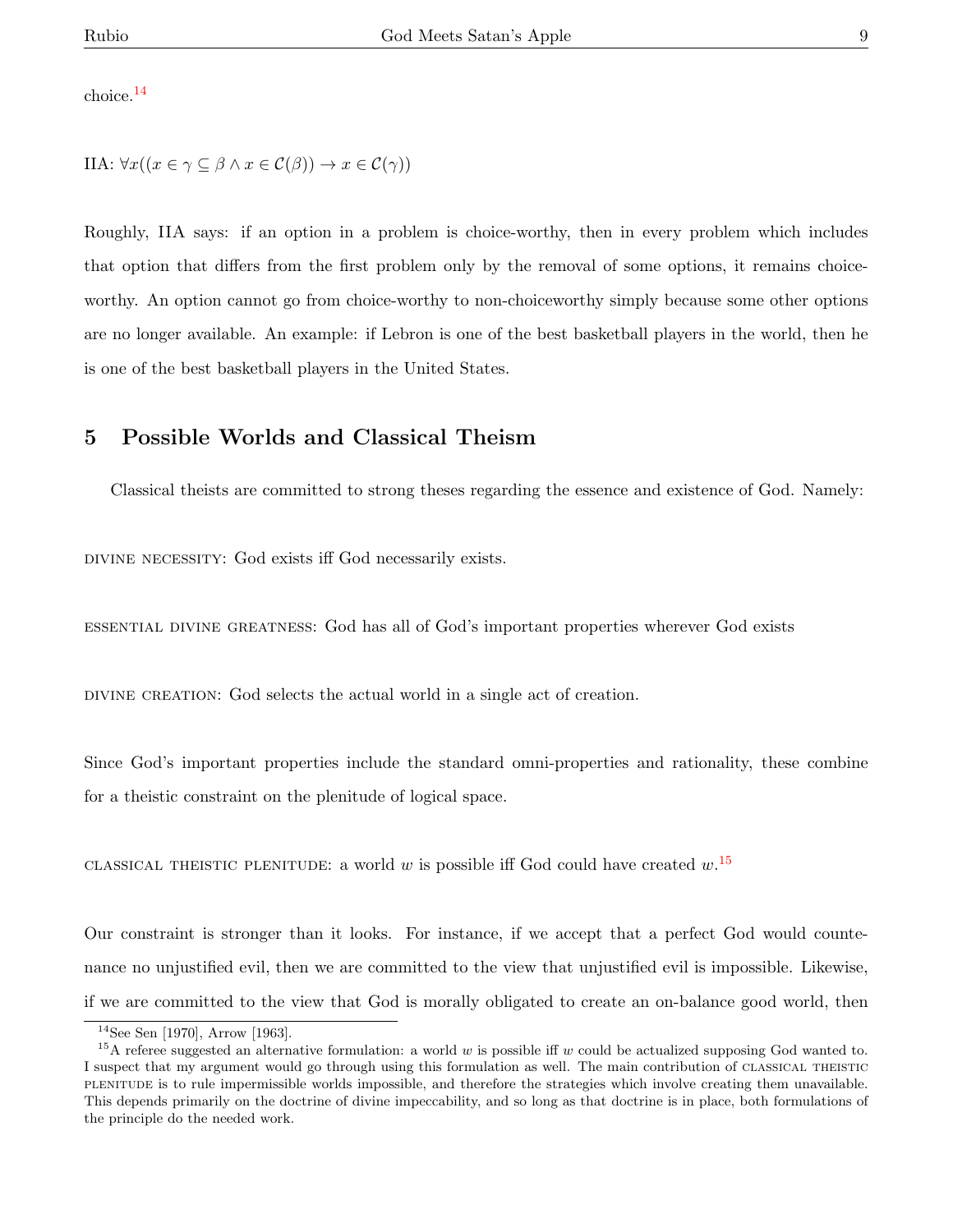choice.[14]

IIA: $\forall x((x \in \gamma \subseteq \beta \wedge x \in \mathcal{C}(\beta)) \rightarrow x \in \mathcal{C}(\gamma))$

Roughly, IIA says: if an option in a problem is choice-worthy, then in every problem which includes that option that differs from the first problem only by the removal of some options, it remains choice-worthy. An option cannot go from choice-worthy to non-choiceworthy simply because some other options are no longer available. An example: if Lebron is one of the best basketball players in the world, then he is one of the best basketball players in the United States.

## 5 Possible Worlds and Classical Theism

Classical theists are committed to strong theses regarding the essence and existence of God. Namely:

DIVINE NECESSITY: God exists iff God necessarily exists.

ESSENTIAL DIVINE GREATNESS: God has all of God's important properties wherever God exists

DIVINE CREATION: God selects the actual world in a single act of creation.

Since God's important properties include the standard omni-properties and rationality, these combine for a theistic constraint on the plenitude of logical space.

CLASSICAL THEISTIC PLENITUDE: a world $w$ is possible iff God could have created $w$.[15]

Our constraint is stronger than it looks. For instance, if we accept that a perfect God would countenance no unjustified evil, then we are committed to the view that unjustified evil is impossible. Likewise, if we are committed to the view that God is morally obligated to create an on-balance good world, then

---

[14] See Sen [1970], Arrow [1963].

[15] A referee suggested an alternative formulation: a world $w$ is possible iff $w$ could be actualized supposing God wanted to. I suspect that my argument would go through using this formulation as well. The main contribution of CLASSICAL THEISTIC PLENITUDE is to rule impermissible worlds impossible, and therefore the strategies which involve creating them unavailable. This depends primarily on the doctrine of divine impeccability, and so long as that doctrine is in place, both formulations of the principle do the needed work.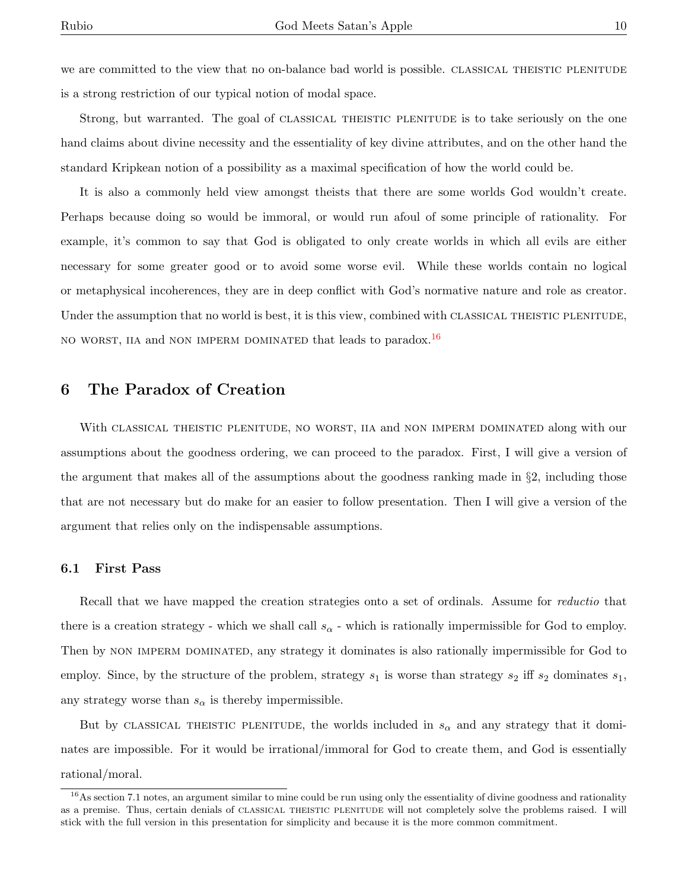we are committed to the view that no on-balance bad world is possible. CLASSICAL THEISTIC PLENITUDE is a strong restriction of our typical notion of modal space.

Strong, but warranted. The goal of CLASSICAL THEISTIC PLENITUDE is to take seriously on the one hand claims about divine necessity and the essentiality of key divine attributes, and on the other hand the standard Kripkean notion of a possibility as a maximal specification of how the world could be.

It is also a commonly held view amongst theists that there are some worlds God wouldn't create. Perhaps because doing so would be immoral, or would run afoul of some principle of rationality. For example, it's common to say that God is obligated to only create worlds in which all evils are either necessary for some greater good or to avoid some worse evil. While these worlds contain no logical or metaphysical incoherences, they are in deep conflict with God's normative nature and role as creator. Under the assumption that no world is best, it is this view, combined with CLASSICAL THEISTIC PLENITUDE, NO WORST, IIA and NON IMPERM DOMINATED that leads to paradox.[16]

## 6 The Paradox of Creation

With CLASSICAL THEISTIC PLENITUDE, NO WORST, IIA and NON IMPERM DOMINATED along with our assumptions about the goodness ordering, we can proceed to the paradox. First, I will give a version of the argument that makes all of the assumptions about the goodness ranking made in §2, including those that are not necessary but do make for an easier to follow presentation. Then I will give a version of the argument that relies only on the indispensable assumptions.

### 6.1 First Pass

Recall that we have mapped the creation strategies onto a set of ordinals. Assume for *reductio* that there is a creation strategy - which we shall call $s_\alpha$ - which is rationally impermissible for God to employ. Then by NON IMPERM DOMINATED, any strategy it dominates is also rationally impermissible for God to employ. Since, by the structure of the problem, strategy $s_1$ is worse than strategy $s_2$ iff $s_2$ dominates $s_1$, any strategy worse than $s_\alpha$ is thereby impermissible.

But by CLASSICAL THEISTIC PLENITUDE, the worlds included in $s_\alpha$ and any strategy that it dominates are impossible. For it would be irrational/immoral for God to create them, and God is essentially rational/moral.

[16] As section 7.1 notes, an argument similar to mine could be run using only the essentiality of divine goodness and rationality as a premise. Thus, certain denials of CLASSICAL THEISTIC PLENITUDE will not completely solve the problems raised. I will stick with the full version in this presentation for simplicity and because it is the more common commitment.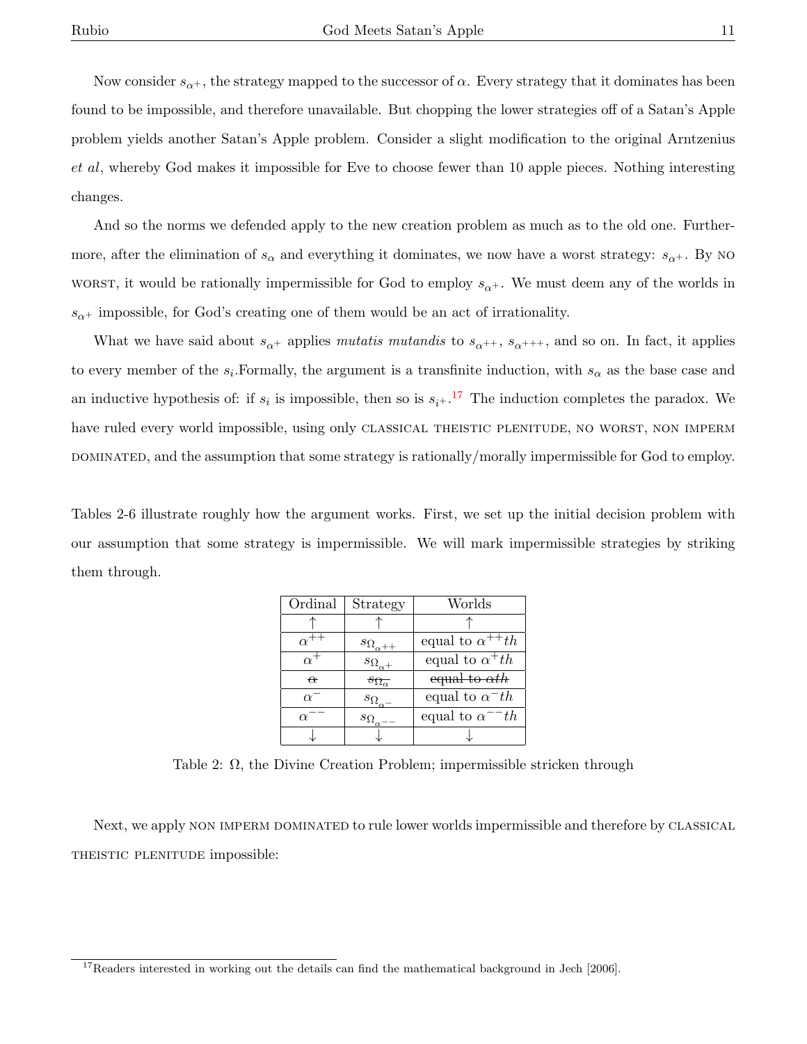Now consider $s_{\alpha^+}$, the strategy mapped to the successor of $\alpha$. Every strategy that it dominates has been found to be impossible, and therefore unavailable. But chopping the lower strategies off of a Satan's Apple problem yields another Satan's Apple problem. Consider a slight modification to the original Arntzenius *et al*, whereby God makes it impossible for Eve to choose fewer than 10 apple pieces. Nothing interesting changes.

And so the norms we defended apply to the new creation problem as much as to the old one. Furthermore, after the elimination of $s_\alpha$ and everything it dominates, we now have a worst strategy: $s_{\alpha^+}$. By NO WORST, it would be rationally impermissible for God to employ $s_{\alpha^+}$. We must deem any of the worlds in $s_{\alpha^+}$ impossible, for God's creating one of them would be an act of irrationality.

What we have said about $s_{\alpha^+}$ applies *mutatis mutandis* to $s_{\alpha^{++}}$, $s_{\alpha^{+++}}$, and so on. In fact, it applies to every member of the $s_i$.Formally, the argument is a transfinite induction, with $s_\alpha$ as the base case and an inductive hypothesis of: if $s_i$ is impossible, then so is $s_{i^+}$.[17] The induction completes the paradox. We have ruled every world impossible, using only CLASSICAL THEISTIC PLENITUDE, NO WORST, NON IMPERM DOMINATED, and the assumption that some strategy is rationally/morally impermissible for God to employ.

Tables 2-6 illustrate roughly how the argument works. First, we set up the initial decision problem with our assumption that some strategy is impermissible. We will mark impermissible strategies by striking them through.

| Ordinal | Strategy | Worlds |
|---|---|---|
| $\uparrow$ | $\uparrow$ | $\uparrow$ |
| $\alpha^{++}$ | $s_{\Omega_{\alpha^{++}}}$ | equal to $\alpha^{++}th$ |
| $\alpha^{+}$ | $s_{\Omega_{\alpha^{+}}}$ | equal to $\alpha^{+}th$ |
| ~~$\alpha$~~ | ~~$s_{\Omega_{\alpha}}$~~ | ~~equal to $\alpha th$~~ |
| $\alpha^{-}$ | $s_{\Omega_{\alpha^{-}}}$ | equal to $\alpha^{-}th$ |
| $\alpha^{--}$ | $s_{\Omega_{\alpha^{--}}}$ | equal to $\alpha^{--}th$ |
| $\downarrow$ | $\downarrow$ | $\downarrow$ |

Table 2: $\Omega$, the Divine Creation Problem; impermissible stricken through

Next, we apply NON IMPERM DOMINATED to rule lower worlds impermissible and therefore by CLASSICAL THEISTIC PLENITUDE impossible:

[17] Readers interested in working out the details can find the mathematical background in Jech [2006].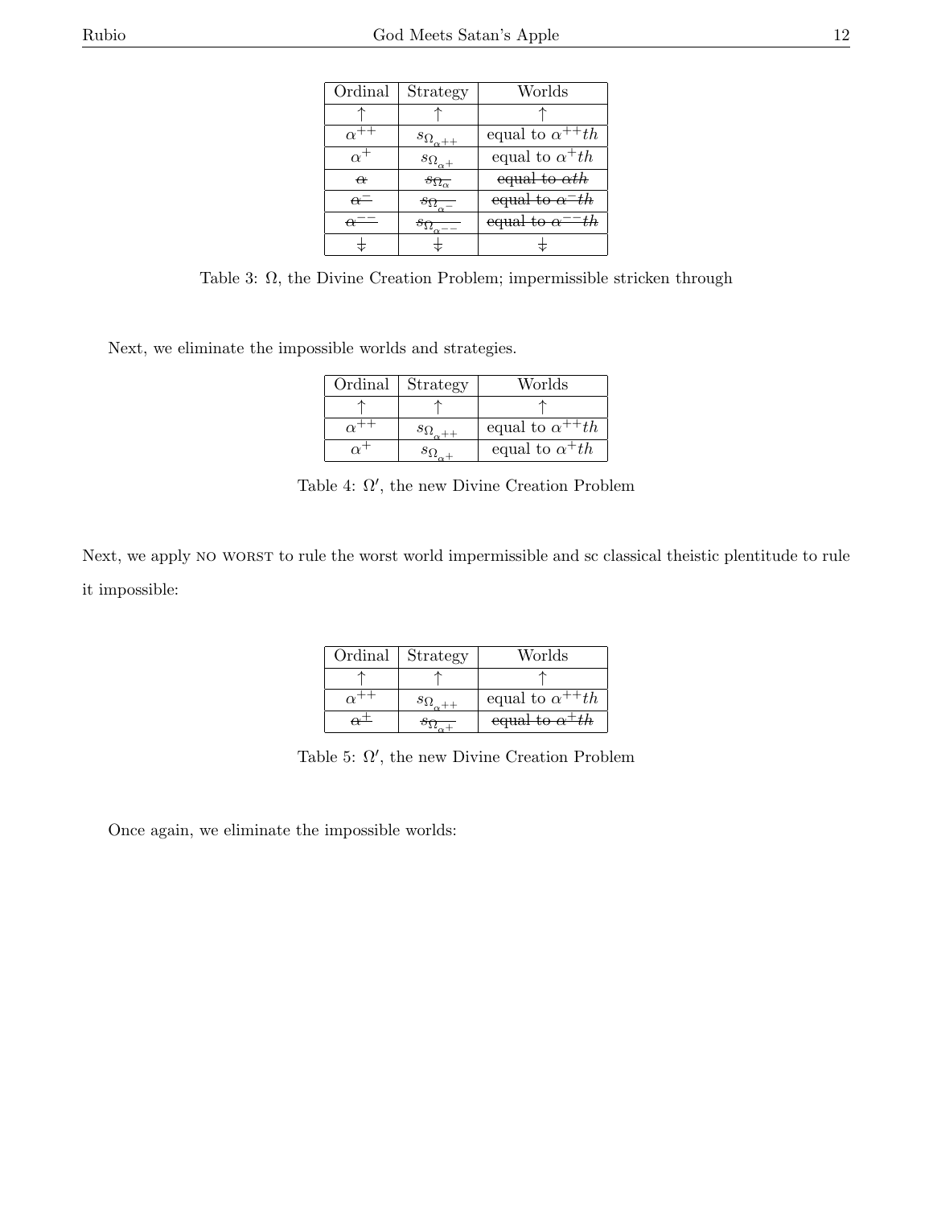| Ordinal | Strategy | Worlds |
|---|---|---|
| $\uparrow$ | $\uparrow$ | $\uparrow$ |
| $\alpha^{++}$ | $s_{\Omega_{\alpha^{++}}}$ | equal to $\alpha^{++}th$ |
| $\alpha^{+}$ | $s_{\Omega_{\alpha^{+}}}$ | equal to $\alpha^{+}th$ |
| ~~$\alpha$~~ | ~~$s_{\Omega_{\alpha}}$~~ | ~~equal to $\alpha th$~~ |
| ~~$\alpha^{-}$~~ | ~~$s_{\Omega_{\alpha^{-}}}$~~ | ~~equal to $\alpha^{-}th$~~ |
| ~~$\alpha^{--}$~~ | ~~$s_{\Omega_{\alpha^{--}}}$~~ | ~~equal to $\alpha^{--}th$~~ |
| $\ddagger$ | $\ddagger$ | $\ddagger$ |

Table 3: $\Omega$, the Divine Creation Problem; impermissible stricken through

Next, we eliminate the impossible worlds and strategies.

| Ordinal | Strategy | Worlds |
|---|---|---|
| $\uparrow$ | $\uparrow$ | $\uparrow$ |
| $\alpha^{++}$ | $s_{\Omega_{\alpha^{++}}}$ | equal to $\alpha^{++}th$ |
| $\alpha^{+}$ | $s_{\Omega_{\alpha^{+}}}$ | equal to $\alpha^{+}th$ |

Table 4: $\Omega'$, the new Divine Creation Problem

Next, we apply NO WORST to rule the worst world impermissible and sc classical theistic plentitude to rule it impossible:

| Ordinal | Strategy | Worlds |
|---|---|---|
| $\uparrow$ | $\uparrow$ | $\uparrow$ |
| $\alpha^{++}$ | $s_{\Omega_{\alpha^{++}}}$ | equal to $\alpha^{++}th$ |
| ~~$\alpha^{+}$~~ | ~~$s_{\Omega_{\alpha^{+}}}$~~ | ~~equal to $\alpha^{+}th$~~ |

Table 5: $\Omega'$, the new Divine Creation Problem

Once again, we eliminate the impossible worlds: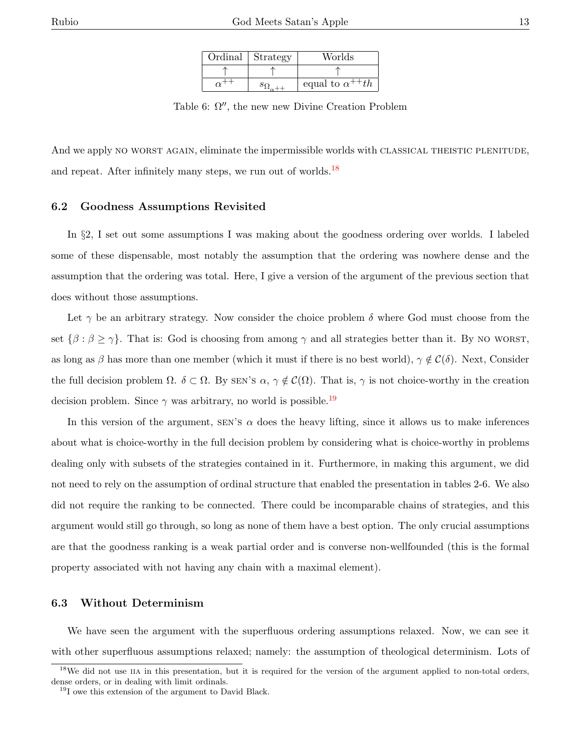| Ordinal | Strategy | Worlds |
|---|---|---|
| $\uparrow$ | $\uparrow$ | $\uparrow$ |
| $\alpha^{++}$ | $s_{\Omega_{\alpha^{++}}}$ | equal to $\alpha^{++}th$ |

Table 6: $\Omega''$, the new new Divine Creation Problem

And we apply NO WORST AGAIN, eliminate the impermissible worlds with CLASSICAL THEISTIC PLENITUDE, and repeat. After infinitely many steps, we run out of worlds.[18]

### 6.2 Goodness Assumptions Revisited

In §2, I set out some assumptions I was making about the goodness ordering over worlds. I labeled some of these dispensable, most notably the assumption that the ordering was nowhere dense and the assumption that the ordering was total. Here, I give a version of the argument of the previous section that does without those assumptions.

Let $\gamma$ be an arbitrary strategy. Now consider the choice problem $\delta$ where God must choose from the set $\{\beta : \beta \geq \gamma\}$. That is: God is choosing from among $\gamma$ and all strategies better than it. By NO WORST, as long as $\beta$ has more than one member (which it must if there is no best world), $\gamma \notin \mathcal{C}(\delta)$. Next, Consider the full decision problem $\Omega$. $\delta \subset \Omega$. By SEN'S $\alpha$, $\gamma \notin \mathcal{C}(\Omega)$. That is, $\gamma$ is not choice-worthy in the creation decision problem. Since $\gamma$ was arbitrary, no world is possible.[19]

In this version of the argument, SEN'S $\alpha$ does the heavy lifting, since it allows us to make inferences about what is choice-worthy in the full decision problem by considering what is choice-worthy in problems dealing only with subsets of the strategies contained in it. Furthermore, in making this argument, we did not need to rely on the assumption of ordinal structure that enabled the presentation in tables 2-6. We also did not require the ranking to be connected. There could be incomparable chains of strategies, and this argument would still go through, so long as none of them have a best option. The only crucial assumptions are that the goodness ranking is a weak partial order and is converse non-wellfounded (this is the formal property associated with not having any chain with a maximal element).

### 6.3 Without Determinism

We have seen the argument with the superfluous ordering assumptions relaxed. Now, we can see it with other superfluous assumptions relaxed; namely: the assumption of theological determinism. Lots of

[18] We did not use IIA in this presentation, but it is required for the version of the argument applied to non-total orders, dense orders, or in dealing with limit ordinals.

[19] I owe this extension of the argument to David Black.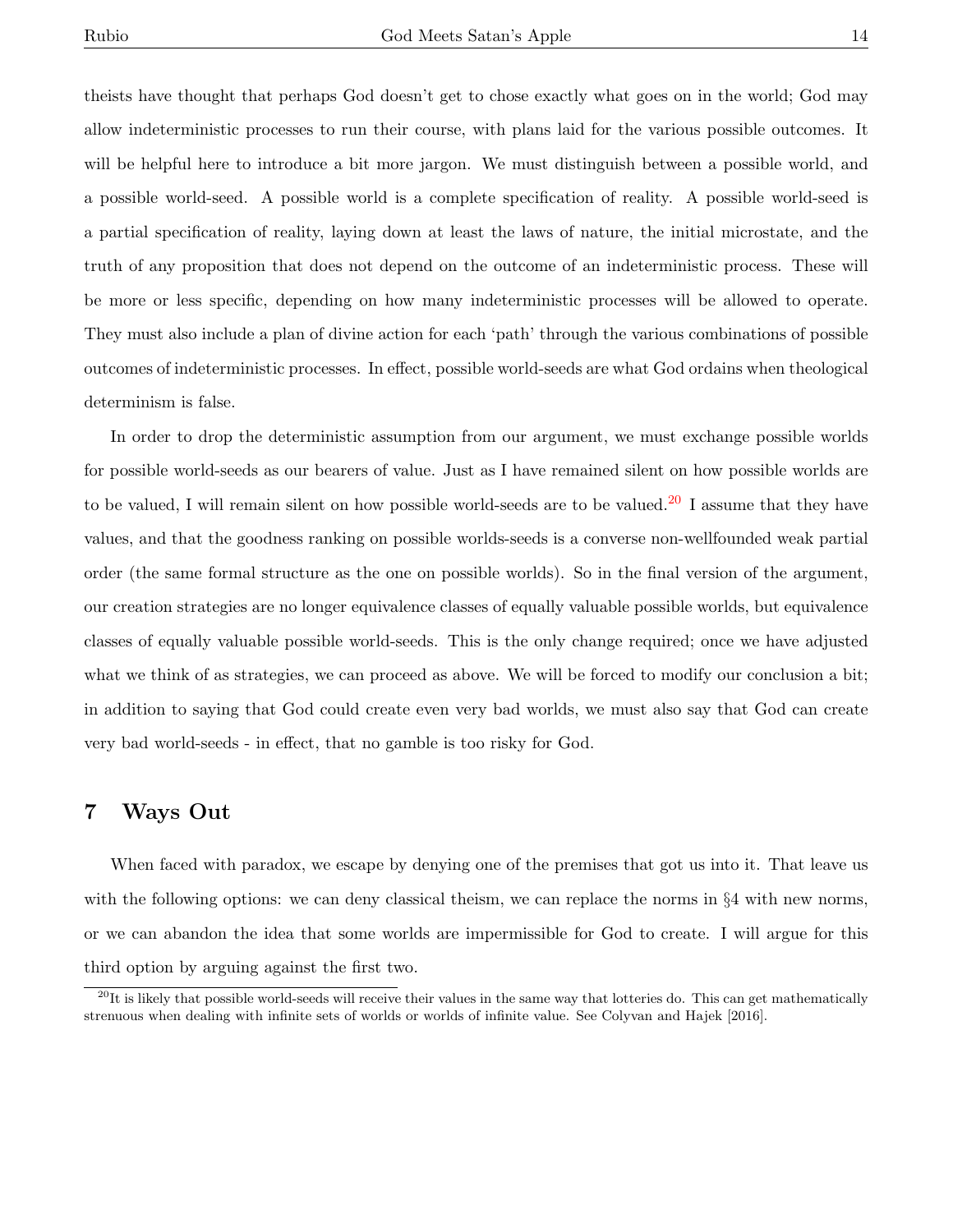theists have thought that perhaps God doesn't get to chose exactly what goes on in the world; God may allow indeterministic processes to run their course, with plans laid for the various possible outcomes. It will be helpful here to introduce a bit more jargon. We must distinguish between a possible world, and a possible world-seed. A possible world is a complete specification of reality. A possible world-seed is a partial specification of reality, laying down at least the laws of nature, the initial microstate, and the truth of any proposition that does not depend on the outcome of an indeterministic process. These will be more or less specific, depending on how many indeterministic processes will be allowed to operate. They must also include a plan of divine action for each 'path' through the various combinations of possible outcomes of indeterministic processes. In effect, possible world-seeds are what God ordains when theological determinism is false.

In order to drop the deterministic assumption from our argument, we must exchange possible worlds for possible world-seeds as our bearers of value. Just as I have remained silent on how possible worlds are to be valued, I will remain silent on how possible world-seeds are to be valued.[20] I assume that they have values, and that the goodness ranking on possible worlds-seeds is a converse non-wellfounded weak partial order (the same formal structure as the one on possible worlds). So in the final version of the argument, our creation strategies are no longer equivalence classes of equally valuable possible worlds, but equivalence classes of equally valuable possible world-seeds. This is the only change required; once we have adjusted what we think of as strategies, we can proceed as above. We will be forced to modify our conclusion a bit; in addition to saying that God could create even very bad worlds, we must also say that God can create very bad world-seeds - in effect, that no gamble is too risky for God.

## 7 Ways Out

When faced with paradox, we escape by denying one of the premises that got us into it. That leave us with the following options: we can deny classical theism, we can replace the norms in §4 with new norms, or we can abandon the idea that some worlds are impermissible for God to create. I will argue for this third option by arguing against the first two.

[20] It is likely that possible world-seeds will receive their values in the same way that lotteries do. This can get mathematically strenuous when dealing with infinite sets of worlds or worlds of infinite value. See Colyvan and Hajek [2016].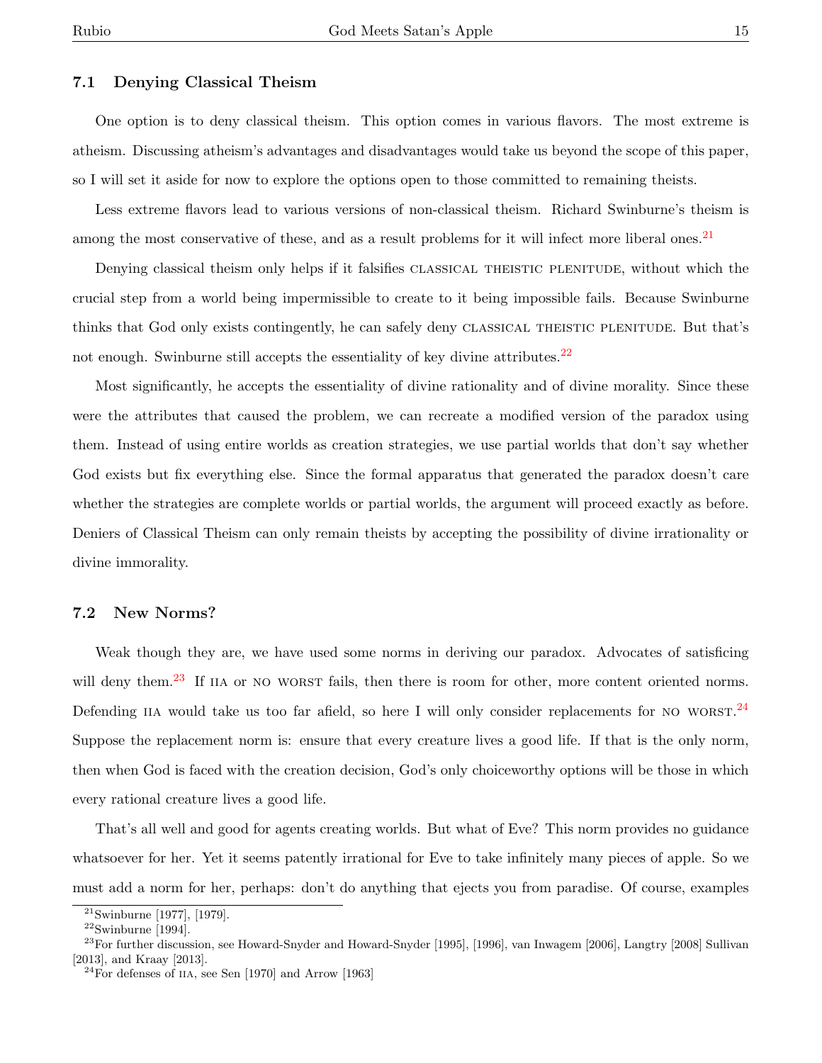### 7.1 Denying Classical Theism

One option is to deny classical theism. This option comes in various flavors. The most extreme is atheism. Discussing atheism's advantages and disadvantages would take us beyond the scope of this paper, so I will set it aside for now to explore the options open to those committed to remaining theists.

Less extreme flavors lead to various versions of non-classical theism. Richard Swinburne's theism is among the most conservative of these, and as a result problems for it will infect more liberal ones.[21]

Denying classical theism only helps if it falsifies CLASSICAL THEISTIC PLENITUDE, without which the crucial step from a world being impermissible to create to it being impossible fails. Because Swinburne thinks that God only exists contingently, he can safely deny CLASSICAL THEISTIC PLENITUDE. But that's not enough. Swinburne still accepts the essentiality of key divine attributes.[22]

Most significantly, he accepts the essentiality of divine rationality and of divine morality. Since these were the attributes that caused the problem, we can recreate a modified version of the paradox using them. Instead of using entire worlds as creation strategies, we use partial worlds that don't say whether God exists but fix everything else. Since the formal apparatus that generated the paradox doesn't care whether the strategies are complete worlds or partial worlds, the argument will proceed exactly as before. Deniers of Classical Theism can only remain theists by accepting the possibility of divine irrationality or divine immorality.

### 7.2 New Norms?

Weak though they are, we have used some norms in deriving our paradox. Advocates of satisficing will deny them.[23] If IIA or NO WORST fails, then there is room for other, more content oriented norms. Defending IIA would take us too far afield, so here I will only consider replacements for NO WORST.[24] Suppose the replacement norm is: ensure that every creature lives a good life. If that is the only norm, then when God is faced with the creation decision, God's only choiceworthy options will be those in which every rational creature lives a good life.

That's all well and good for agents creating worlds. But what of Eve? This norm provides no guidance whatsoever for her. Yet it seems patently irrational for Eve to take infinitely many pieces of apple. So we must add a norm for her, perhaps: don't do anything that ejects you from paradise. Of course, examples

---

[21] Swinburne [1977], [1979].

[22] Swinburne [1994].

[23] For further discussion, see Howard-Snyder and Howard-Snyder [1995], [1996], van Inwagem [2006], Langtry [2008] Sullivan [2013], and Kraay [2013].

[24] For defenses of IIA, see Sen [1970] and Arrow [1963]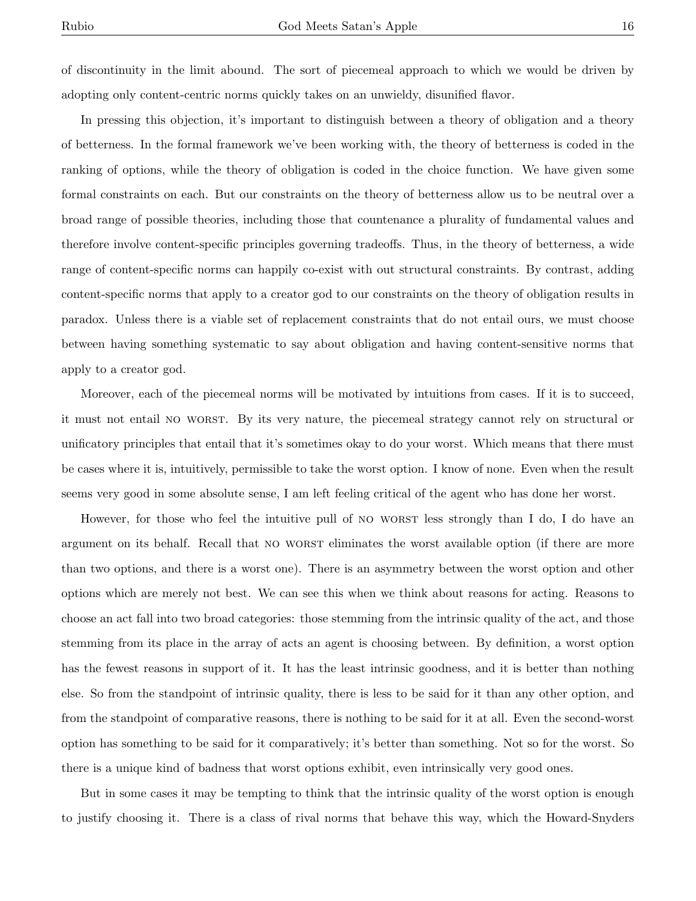of discontinuity in the limit abound. The sort of piecemeal approach to which we would be driven by adopting only content-centric norms quickly takes on an unwieldy, disunified flavor.

In pressing this objection, it's important to distinguish between a theory of obligation and a theory of betterness. In the formal framework we've been working with, the theory of betterness is coded in the ranking of options, while the theory of obligation is coded in the choice function. We have given some formal constraints on each. But our constraints on the theory of betterness allow us to be neutral over a broad range of possible theories, including those that countenance a plurality of fundamental values and therefore involve content-specific principles governing tradeoffs. Thus, in the theory of betterness, a wide range of content-specific norms can happily co-exist with out structural constraints. By contrast, adding content-specific norms that apply to a creator god to our constraints on the theory of obligation results in paradox. Unless there is a viable set of replacement constraints that do not entail ours, we must choose between having something systematic to say about obligation and having content-sensitive norms that apply to a creator god.

Moreover, each of the piecemeal norms will be motivated by intuitions from cases. If it is to succeed, it must not entail NO WORST. By its very nature, the piecemeal strategy cannot rely on structural or unificatory principles that entail that it's sometimes okay to do your worst. Which means that there must be cases where it is, intuitively, permissible to take the worst option. I know of none. Even when the result seems very good in some absolute sense, I am left feeling critical of the agent who has done her worst.

However, for those who feel the intuitive pull of NO WORST less strongly than I do, I do have an argument on its behalf. Recall that NO WORST eliminates the worst available option (if there are more than two options, and there is a worst one). There is an asymmetry between the worst option and other options which are merely not best. We can see this when we think about reasons for acting. Reasons to choose an act fall into two broad categories: those stemming from the intrinsic quality of the act, and those stemming from its place in the array of acts an agent is choosing between. By definition, a worst option has the fewest reasons in support of it. It has the least intrinsic goodness, and it is better than nothing else. So from the standpoint of intrinsic quality, there is less to be said for it than any other option, and from the standpoint of comparative reasons, there is nothing to be said for it at all. Even the second-worst option has something to be said for it comparatively; it's better than something. Not so for the worst. So there is a unique kind of badness that worst options exhibit, even intrinsically very good ones.

But in some cases it may be tempting to think that the intrinsic quality of the worst option is enough to justify choosing it. There is a class of rival norms that behave this way, which the Howard-Snyders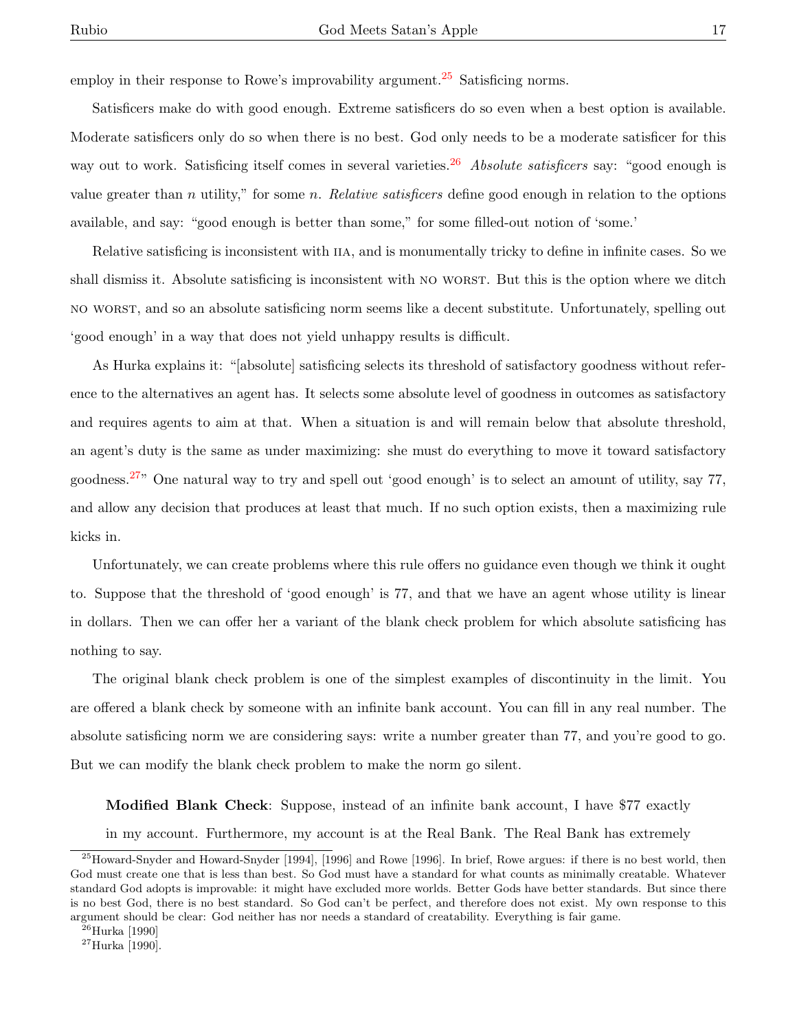employ in their response to Rowe's improvability argument.[25] Satisficing norms.

Satisficers make do with good enough. Extreme satisficers do so even when a best option is available. Moderate satisficers only do so when there is no best. God only needs to be a moderate satisficer for this way out to work. Satisficing itself comes in several varieties.[26] *Absolute satisficers* say: "good enough is value greater than $n$ utility," for some $n$. *Relative satisficers* define good enough in relation to the options available, and say: "good enough is better than some," for some filled-out notion of 'some.'

Relative satisficing is inconsistent with IIA, and is monumentally tricky to define in infinite cases. So we shall dismiss it. Absolute satisficing is inconsistent with NO WORST. But this is the option where we ditch NO WORST, and so an absolute satisficing norm seems like a decent substitute. Unfortunately, spelling out 'good enough' in a way that does not yield unhappy results is difficult.

As Hurka explains it: "[absolute] satisficing selects its threshold of satisfactory goodness without reference to the alternatives an agent has. It selects some absolute level of goodness in outcomes as satisfactory and requires agents to aim at that. When a situation is and will remain below that absolute threshold, an agent's duty is the same as under maximizing: she must do everything to move it toward satisfactory goodness.[27]" One natural way to try and spell out 'good enough' is to select an amount of utility, say 77, and allow any decision that produces at least that much. If no such option exists, then a maximizing rule kicks in.

Unfortunately, we can create problems where this rule offers no guidance even though we think it ought to. Suppose that the threshold of 'good enough' is 77, and that we have an agent whose utility is linear in dollars. Then we can offer her a variant of the blank check problem for which absolute satisficing has nothing to say.

The original blank check problem is one of the simplest examples of discontinuity in the limit. You are offered a blank check by someone with an infinite bank account. You can fill in any real number. The absolute satisficing norm we are considering says: write a number greater than 77, and you're good to go. But we can modify the blank check problem to make the norm go silent.

> **Modified Blank Check**: Suppose, instead of an infinite bank account, I have \$77 exactly in my account. Furthermore, my account is at the Real Bank. The Real Bank has extremely

[25] Howard-Snyder and Howard-Snyder [1994], [1996] and Rowe [1996]. In brief, Rowe argues: if there is no best world, then God must create one that is less than best. So God must have a standard for what counts as minimally creatable. Whatever standard God adopts is improvable: it might have excluded more worlds. Better Gods have better standards. But since there is no best God, there is no best standard. So God can't be perfect, and therefore does not exist. My own response to this argument should be clear: God neither has nor needs a standard of creatability. Everything is fair game.

[26] Hurka [1990]

[27] Hurka [1990].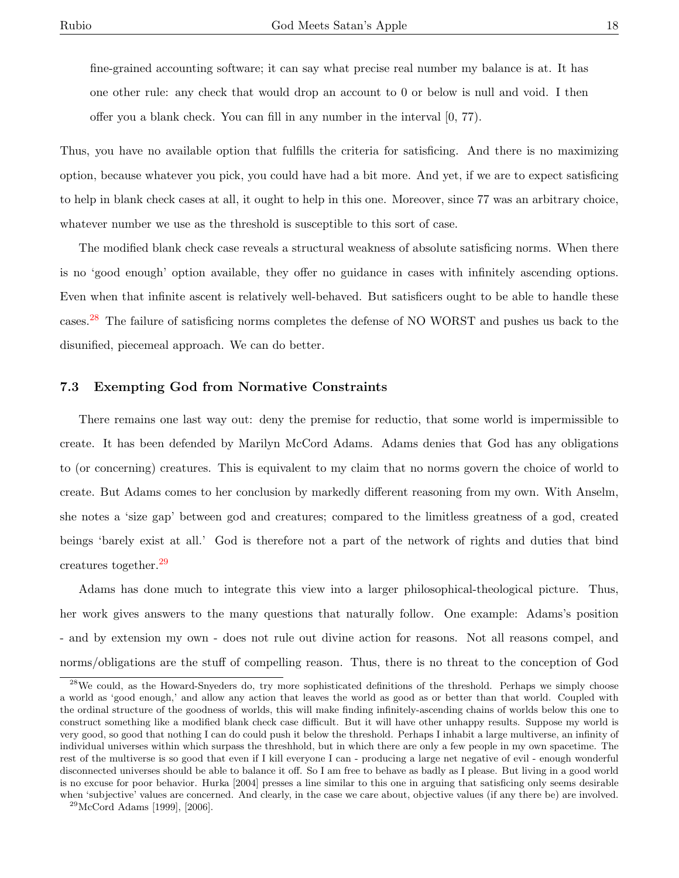fine-grained accounting software; it can say what precise real number my balance is at. It has one other rule: any check that would drop an account to 0 or below is null and void. I then offer you a blank check. You can fill in any number in the interval $[0, 77)$.

Thus, you have no available option that fulfills the criteria for satisficing. And there is no maximizing option, because whatever you pick, you could have had a bit more. And yet, if we are to expect satisficing to help in blank check cases at all, it ought to help in this one. Moreover, since 77 was an arbitrary choice, whatever number we use as the threshold is susceptible to this sort of case.

The modified blank check case reveals a structural weakness of absolute satisficing norms. When there is no 'good enough' option available, they offer no guidance in cases with infinitely ascending options. Even when that infinite ascent is relatively well-behaved. But satisficers ought to be able to handle these cases.[28] The failure of satisficing norms completes the defense of NO WORST and pushes us back to the disunified, piecemeal approach. We can do better.

### 7.3 Exempting God from Normative Constraints

There remains one last way out: deny the premise for reductio, that some world is impermissible to create. It has been defended by Marilyn McCord Adams. Adams denies that God has any obligations to (or concerning) creatures. This is equivalent to my claim that no norms govern the choice of world to create. But Adams comes to her conclusion by markedly different reasoning from my own. With Anselm, she notes a 'size gap' between god and creatures; compared to the limitless greatness of a god, created beings 'barely exist at all.' God is therefore not a part of the network of rights and duties that bind creatures together.[29]

Adams has done much to integrate this view into a larger philosophical-theological picture. Thus, her work gives answers to the many questions that naturally follow. One example: Adams's position - and by extension my own - does not rule out divine action for reasons. Not all reasons compel, and norms/obligations are the stuff of compelling reason. Thus, there is no threat to the conception of God

---

[28] We could, as the Howard-Snyeders do, try more sophisticated definitions of the threshold. Perhaps we simply choose a world as 'good enough,' and allow any action that leaves the world as good as or better than that world. Coupled with the ordinal structure of the goodness of worlds, this will make finding infinitely-ascending chains of worlds below this one to construct something like a modified blank check case difficult. But it will have other unhappy results. Suppose my world is very good, so good that nothing I can do could push it below the threshold. Perhaps I inhabit a large multiverse, an infinity of individual universes within which surpass the threshhold, but in which there are only a few people in my own spacetime. The rest of the multiverse is so good that even if I kill everyone I can - producing a large net negative of evil - enough wonderful disconnected universes should be able to balance it off. So I am free to behave as badly as I please. But living in a good world is no excuse for poor behavior. Hurka [2004] presses a line similar to this one in arguing that satisficing only seems desirable when 'subjective' values are concerned. And clearly, in the case we care about, objective values (if any there be) are involved.

[29] McCord Adams [1999], [2006].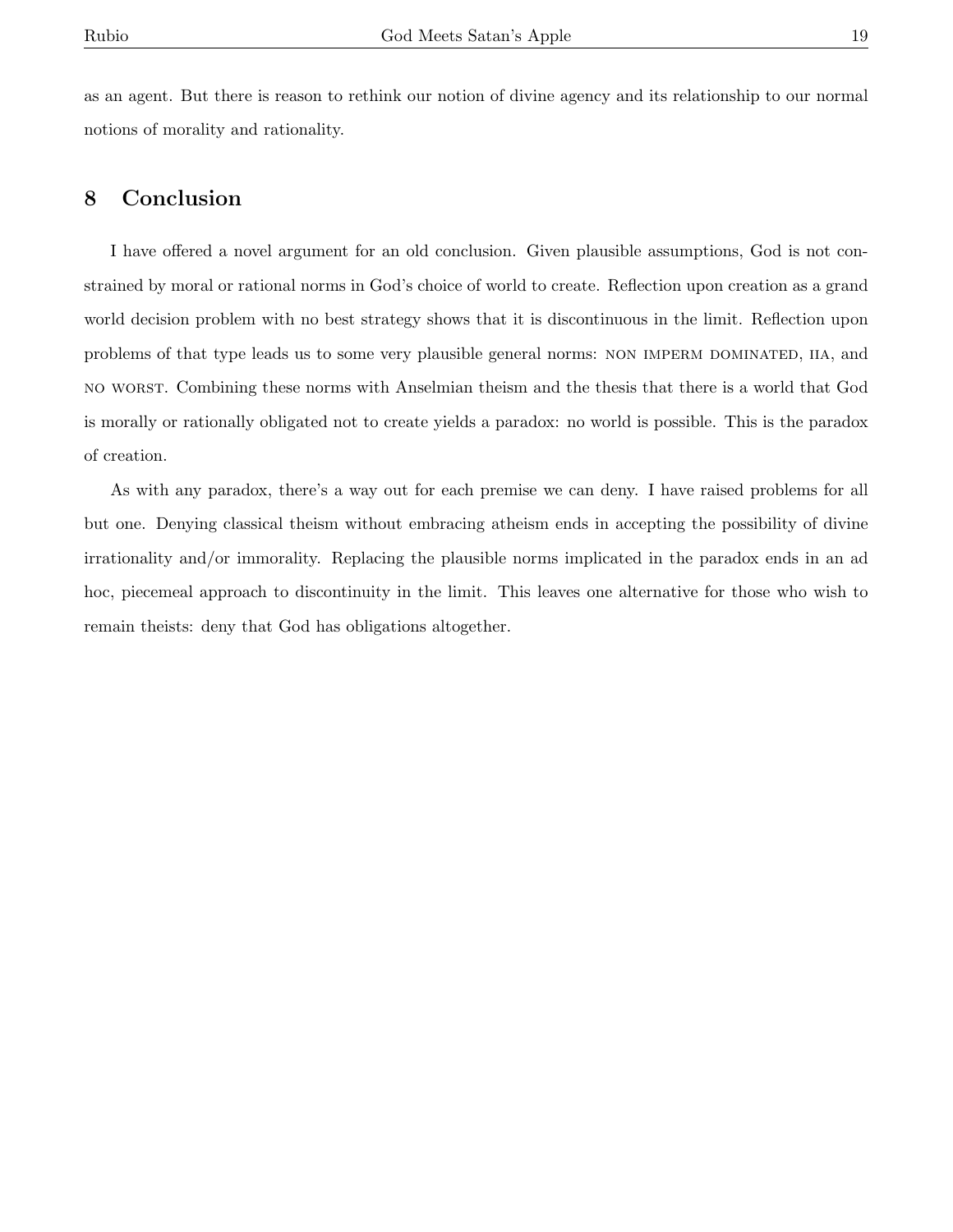as an agent. But there is reason to rethink our notion of divine agency and its relationship to our normal notions of morality and rationality.

## 8 Conclusion

I have offered a novel argument for an old conclusion. Given plausible assumptions, God is not constrained by moral or rational norms in God's choice of world to create. Reflection upon creation as a grand world decision problem with no best strategy shows that it is discontinuous in the limit. Reflection upon problems of that type leads us to some very plausible general norms: NON IMPERM DOMINATED, IIA, and NO WORST. Combining these norms with Anselmian theism and the thesis that there is a world that God is morally or rationally obligated not to create yields a paradox: no world is possible. This is the paradox of creation.

As with any paradox, there's a way out for each premise we can deny. I have raised problems for all but one. Denying classical theism without embracing atheism ends in accepting the possibility of divine irrationality and/or immorality. Replacing the plausible norms implicated in the paradox ends in an ad hoc, piecemeal approach to discontinuity in the limit. This leaves one alternative for those who wish to remain theists: deny that God has obligations altogether.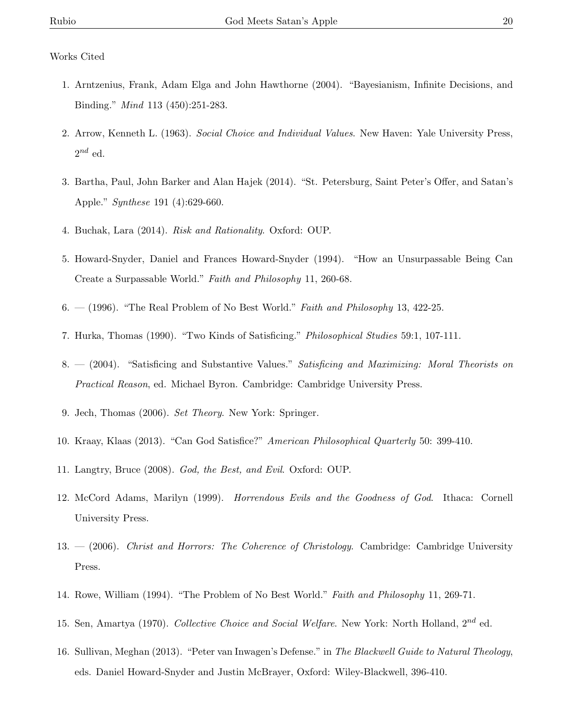Works Cited

1. Arntzenius, Frank, Adam Elga and John Hawthorne (2004). “Bayesianism, Infinite Decisions, and Binding.” *Mind* 113 (450):251-283.

2. Arrow, Kenneth L. (1963). *Social Choice and Individual Values*. New Haven: Yale University Press, $2^{nd}$ ed.

3. Bartha, Paul, John Barker and Alan Hajek (2014). “St. Petersburg, Saint Peter’s Offer, and Satan’s Apple.” *Synthese* 191 (4):629-660.

4. Buchak, Lara (2014). *Risk and Rationality*. Oxford: OUP.

5. Howard-Snyder, Daniel and Frances Howard-Snyder (1994). “How an Unsurpassable Being Can Create a Surpassable World.” *Faith and Philosophy* 11, 260-68.

6. — (1996). “The Real Problem of No Best World.” *Faith and Philosophy* 13, 422-25.

7. Hurka, Thomas (1990). “Two Kinds of Satisficing.” *Philosophical Studies* 59:1, 107-111.

8. — (2004). “Satisficing and Substantive Values.” *Satisficing and Maximizing: Moral Theorists on Practical Reason*, ed. Michael Byron. Cambridge: Cambridge University Press.

9. Jech, Thomas (2006). *Set Theory*. New York: Springer.

10. Kraay, Klaas (2013). “Can God Satisfice?” *American Philosophical Quarterly* 50: 399-410.

11. Langtry, Bruce (2008). *God, the Best, and Evil*. Oxford: OUP.

12. McCord Adams, Marilyn (1999). *Horrendous Evils and the Goodness of God*. Ithaca: Cornell University Press.

13. — (2006). *Christ and Horrors: The Coherence of Christology*. Cambridge: Cambridge University Press.

14. Rowe, William (1994). “The Problem of No Best World.” *Faith and Philosophy* 11, 269-71.

15. Sen, Amartya (1970). *Collective Choice and Social Welfare*. New York: North Holland, $2^{nd}$ ed.

16. Sullivan, Meghan (2013). “Peter van Inwagen’s Defense.” in *The Blackwell Guide to Natural Theology*, eds. Daniel Howard-Snyder and Justin McBrayer, Oxford: Wiley-Blackwell, 396-410.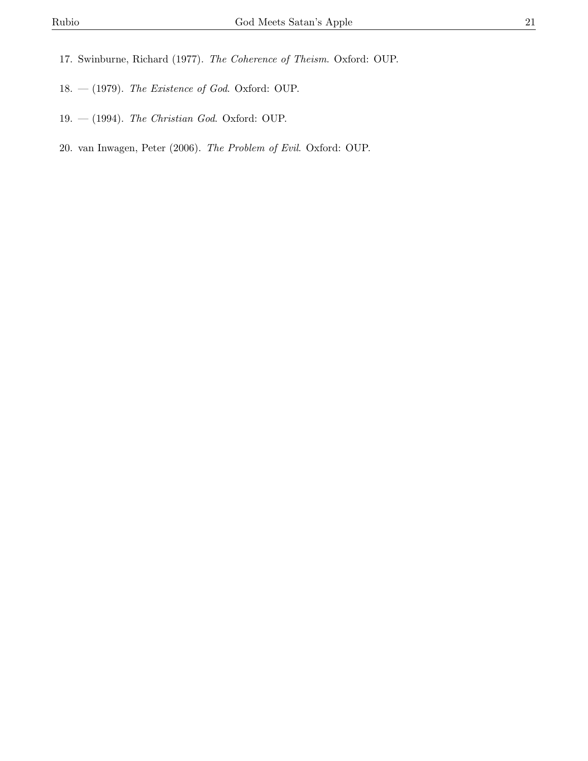17. Swinburne, Richard (1977). *The Coherence of Theism*. Oxford: OUP.

18. — (1979). *The Existence of God*. Oxford: OUP.

19. — (1994). *The Christian God*. Oxford: OUP.

20. van Inwagen, Peter (2006). *The Problem of Evil*. Oxford: OUP.